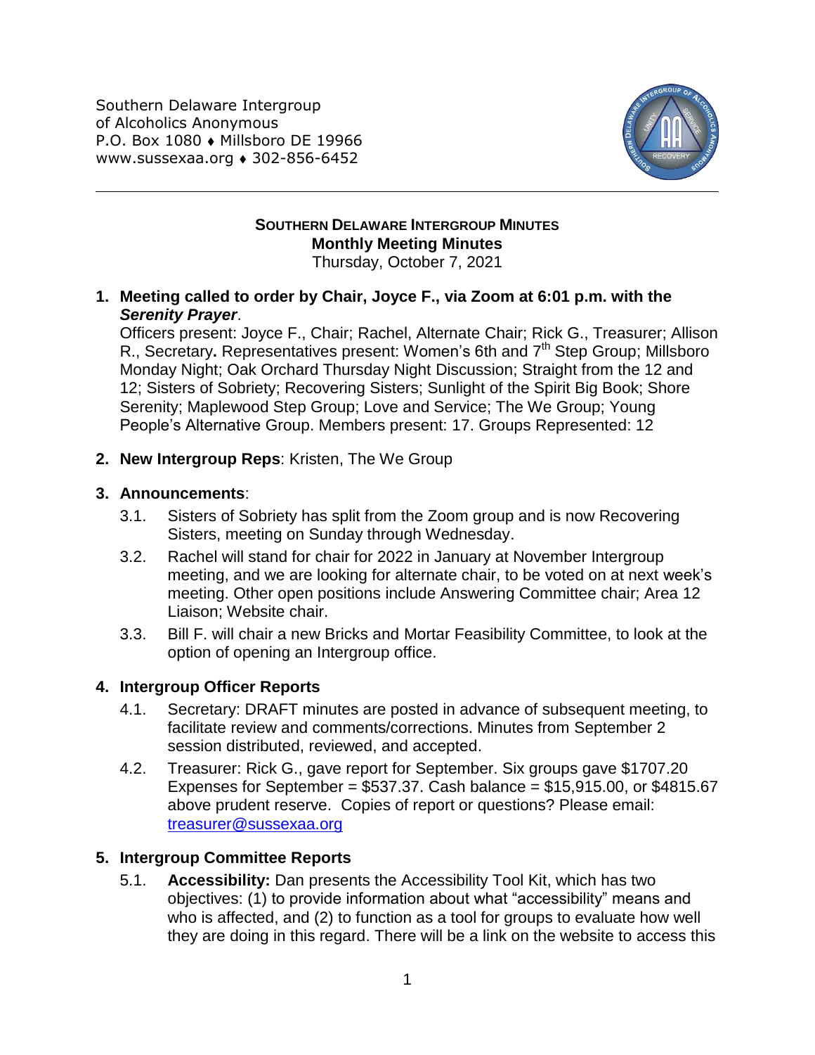Southern Delaware Intergroup
of Alcoholics Anonymous
P.O. Box 1080 ♦ Millsboro DE 19966
www.sussexaa.org ♦ 302-856-6452

**SOUTHERN DELAWARE INTERGROUP MINUTES**
**Monthly Meeting Minutes**
Thursday, October 7, 2021

1. **Meeting called to order by Chair, Joyce F., via Zoom at 6:01 p.m. with the *Serenity Prayer*.**
   Officers present: Joyce F., Chair; Rachel, Alternate Chair; Rick G., Treasurer; Allison R., Secretary**.** Representatives present: Women's 6th and 7th Step Group; Millsboro Monday Night; Oak Orchard Thursday Night Discussion; Straight from the 12 and 12; Sisters of Sobriety; Recovering Sisters; Sunlight of the Spirit Big Book; Shore Serenity; Maplewood Step Group; Love and Service; The We Group; Young People's Alternative Group. Members present: 17. Groups Represented: 12

2. **New Intergroup Reps**: Kristen, The We Group

3. **Announcements**:
   3.1. Sisters of Sobriety has split from the Zoom group and is now Recovering Sisters, meeting on Sunday through Wednesday.
   3.2. Rachel will stand for chair for 2022 in January at November Intergroup meeting, and we are looking for alternate chair, to be voted on at next week's meeting. Other open positions include Answering Committee chair; Area 12 Liaison; Website chair.
   3.3. Bill F. will chair a new Bricks and Mortar Feasibility Committee, to look at the option of opening an Intergroup office.

4. **Intergroup Officer Reports**
   4.1. Secretary: DRAFT minutes are posted in advance of subsequent meeting, to facilitate review and comments/corrections. Minutes from September 2 session distributed, reviewed, and accepted.
   4.2. Treasurer: Rick G., gave report for September. Six groups gave $1707.20 Expenses for September = $537.37. Cash balance = $15,915.00, or $4815.67 above prudent reserve. Copies of report or questions? Please email: treasurer@sussexaa.org

5. **Intergroup Committee Reports**
   5.1. **Accessibility:** Dan presents the Accessibility Tool Kit, which has two objectives: (1) to provide information about what "accessibility" means and who is affected, and (2) to function as a tool for groups to evaluate how well they are doing in this regard. There will be a link on the website to access this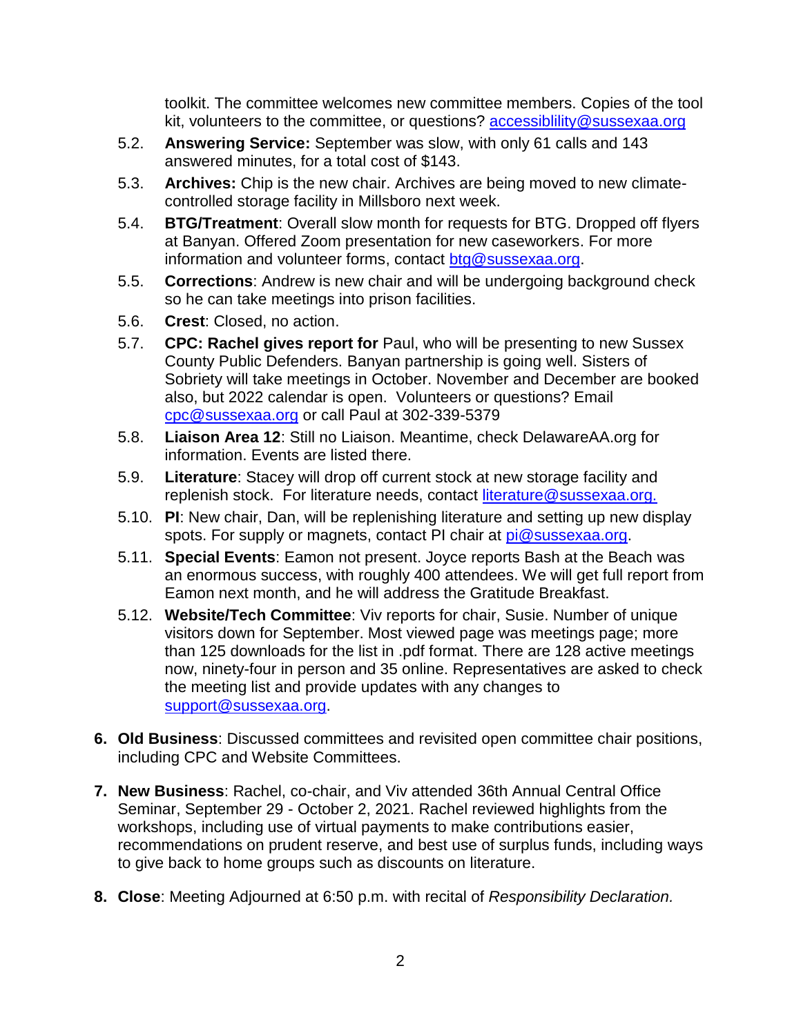toolkit. The committee welcomes new committee members. Copies of the tool kit, volunteers to the committee, or questions? accessiblility@sussexaa.org

5.2. **Answering Service:** September was slow, with only 61 calls and 143 answered minutes, for a total cost of $143.

5.3. **Archives:** Chip is the new chair. Archives are being moved to new climate-controlled storage facility in Millsboro next week.

5.4. **BTG/Treatment**: Overall slow month for requests for BTG. Dropped off flyers at Banyan. Offered Zoom presentation for new caseworkers. For more information and volunteer forms, contact btg@sussexaa.org.

5.5. **Corrections**: Andrew is new chair and will be undergoing background check so he can take meetings into prison facilities.

5.6. **Crest**: Closed, no action.

5.7. **CPC: Rachel gives report for** Paul, who will be presenting to new Sussex County Public Defenders. Banyan partnership is going well. Sisters of Sobriety will take meetings in October. November and December are booked also, but 2022 calendar is open. Volunteers or questions? Email cpc@sussexaa.org or call Paul at 302-339-5379

5.8. **Liaison Area 12**: Still no Liaison. Meantime, check DelawareAA.org for information. Events are listed there.

5.9. **Literature**: Stacey will drop off current stock at new storage facility and replenish stock. For literature needs, contact literature@sussexaa.org.

5.10. **PI**: New chair, Dan, will be replenishing literature and setting up new display spots. For supply or magnets, contact PI chair at pi@sussexaa.org.

5.11. **Special Events**: Eamon not present. Joyce reports Bash at the Beach was an enormous success, with roughly 400 attendees. We will get full report from Eamon next month, and he will address the Gratitude Breakfast.

5.12. **Website/Tech Committee**: Viv reports for chair, Susie. Number of unique visitors down for September. Most viewed page was meetings page; more than 125 downloads for the list in .pdf format. There are 128 active meetings now, ninety-four in person and 35 online. Representatives are asked to check the meeting list and provide updates with any changes to support@sussexaa.org.

6. **Old Business**: Discussed committees and revisited open committee chair positions, including CPC and Website Committees.

7. **New Business**: Rachel, co-chair, and Viv attended 36th Annual Central Office Seminar, September 29 - October 2, 2021. Rachel reviewed highlights from the workshops, including use of virtual payments to make contributions easier, recommendations on prudent reserve, and best use of surplus funds, including ways to give back to home groups such as discounts on literature.

8. **Close**: Meeting Adjourned at 6:50 p.m. with recital of *Responsibility Declaration.*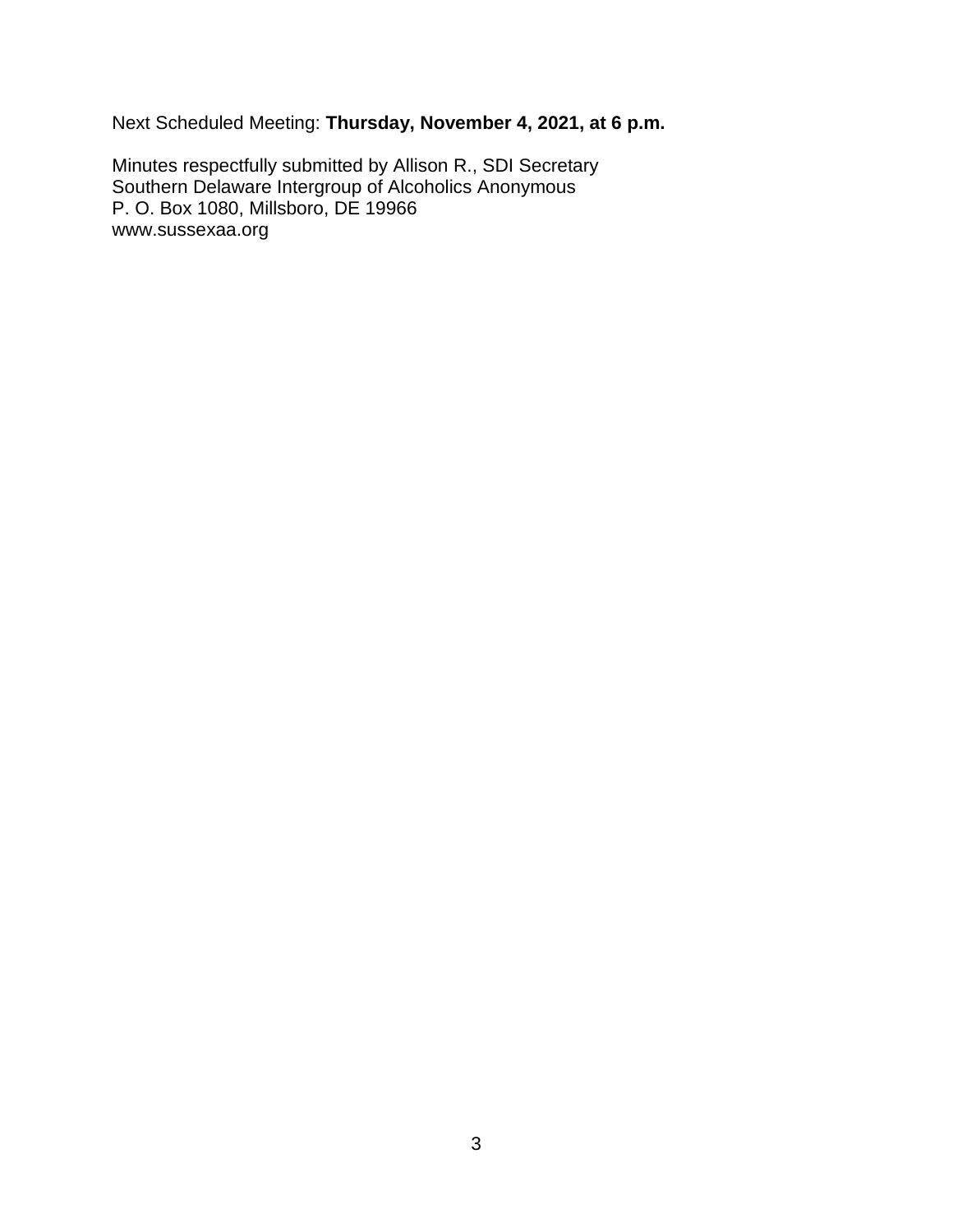Next Scheduled Meeting: **Thursday, November 4, 2021, at 6 p.m.**

Minutes respectfully submitted by Allison R., SDI Secretary
Southern Delaware Intergroup of Alcoholics Anonymous
P. O. Box 1080, Millsboro, DE 19966
www.sussexaa.org